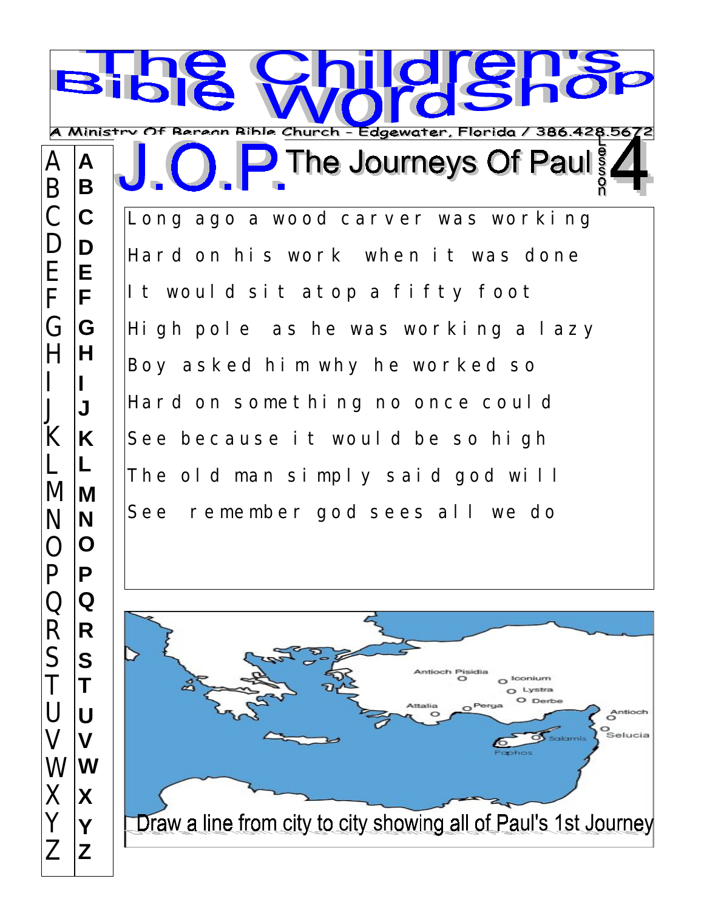# The Children's Bible WordShop

A Ministry Of Bereon Bible Church - Edgewater, Florida / 386.428.5672

## J.O.P. The Journeys Of Paul

Lesson 4

Long ago a wood carver was working

Hard on his work when it was done

It would sit atop a fifty foot

High pole as he was working a lazy

Boy asked him why he worked so

Hard on something no once could

See because it would be so high

The old man simply said god will

See remember god sees all we do

A B C D E F G H I J K L M N O P Q R S T U V W X Y Z

**A B C D E F G H I J K L M N O P Q R S T U V W X Y Z**

Antioch Pisidia, Iconium, Lystra, Derbe, Attalia, Perga, Antioch, Selucia, Salamis, Paphos

Draw a line from city to city showing all of Paul's 1st Journey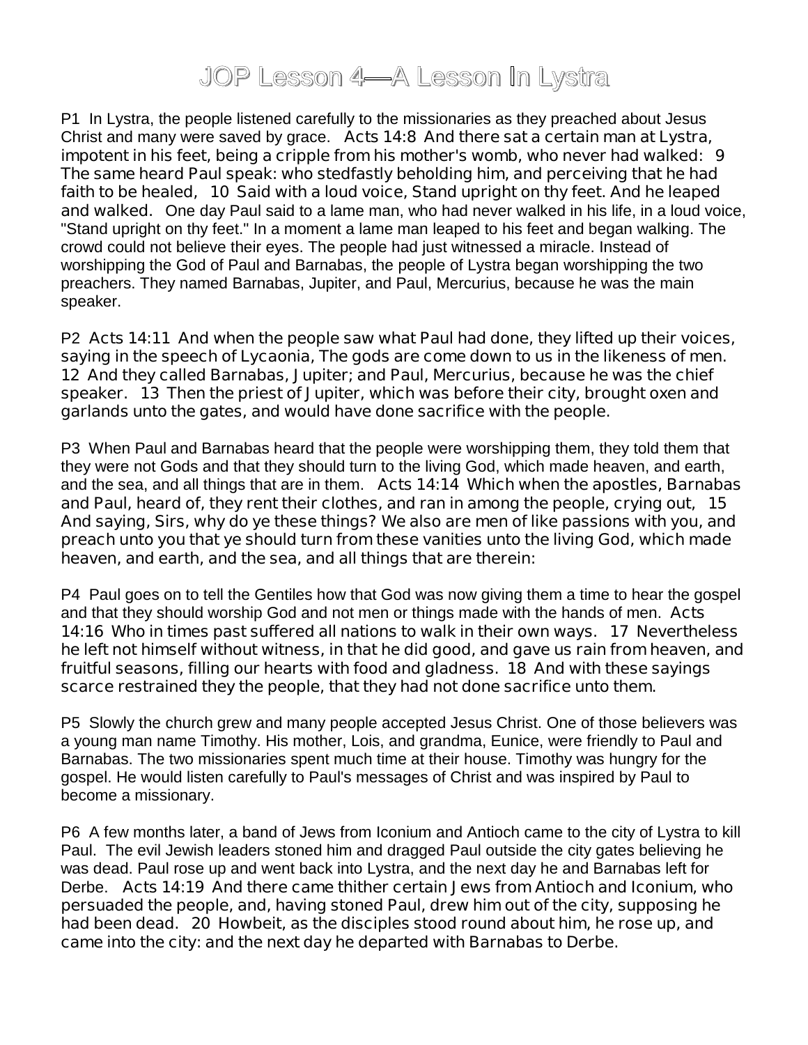# JOP Lesson 4—A Lesson In Lystra

P1 In Lystra, the people listened carefully to the missionaries as they preached about Jesus Christ and many were saved by grace. **Acts 14:8 And there sat a certain man at Lystra, impotent in his feet, being a cripple from his mother's womb, who never had walked: 9 The same heard Paul speak: who stedfastly beholding him, and perceiving that he had faith to be healed, 10 Said with a loud voice, Stand upright on thy feet. And he leaped and walked.** One day Paul said to a lame man, who had never walked in his life, in a loud voice, "Stand upright on thy feet." In a moment a lame man leaped to his feet and began walking. The crowd could not believe their eyes. The people had just witnessed a miracle. Instead of worshipping the God of Paul and Barnabas, the people of Lystra began worshipping the two preachers. They named Barnabas, Jupiter, and Paul, Mercurius, because he was the main speaker.

P2 **Acts 14:11 And when the people saw what Paul had done, they lifted up their voices, saying in the speech of Lycaonia, The gods are come down to us in the likeness of men. 12 And they called Barnabas, Jupiter; and Paul, Mercurius, because he was the chief speaker. 13 Then the priest of Jupiter, which was before their city, brought oxen and garlands unto the gates, and would have done sacrifice with the people.**

P3 When Paul and Barnabas heard that the people were worshipping them, they told them that they were not Gods and that they should turn to the living God, which made heaven, and earth, and the sea, and all things that are in them. **Acts 14:14 Which when the apostles, Barnabas and Paul, heard of, they rent their clothes, and ran in among the people, crying out, 15 And saying, Sirs, why do ye these things? We also are men of like passions with you, and preach unto you that ye should turn from these vanities unto the living God, which made heaven, and earth, and the sea, and all things that are therein:**

P4 Paul goes on to tell the Gentiles how that God was now giving them a time to hear the gospel and that they should worship God and not men or things made with the hands of men. **Acts 14:16 Who in times past suffered all nations to walk in their own ways. 17 Nevertheless he left not himself without witness, in that he did good, and gave us rain from heaven, and fruitful seasons, filling our hearts with food and gladness. 18 And with these sayings scarce restrained they the people, that they had not done sacrifice unto them.**

P5 Slowly the church grew and many people accepted Jesus Christ. One of those believers was a young man name Timothy. His mother, Lois, and grandma, Eunice, were friendly to Paul and Barnabas. The two missionaries spent much time at their house. Timothy was hungry for the gospel. He would listen carefully to Paul's messages of Christ and was inspired by Paul to become a missionary.

P6 A few months later, a band of Jews from Iconium and Antioch came to the city of Lystra to kill Paul. The evil Jewish leaders stoned him and dragged Paul outside the city gates believing he was dead. Paul rose up and went back into Lystra, and the next day he and Barnabas left for Derbe. **Acts 14:19 And there came thither certain Jews from Antioch and Iconium, who persuaded the people, and, having stoned Paul, drew him out of the city, supposing he had been dead. 20 Howbeit, as the disciples stood round about him, he rose up, and came into the city: and the next day he departed with Barnabas to Derbe.**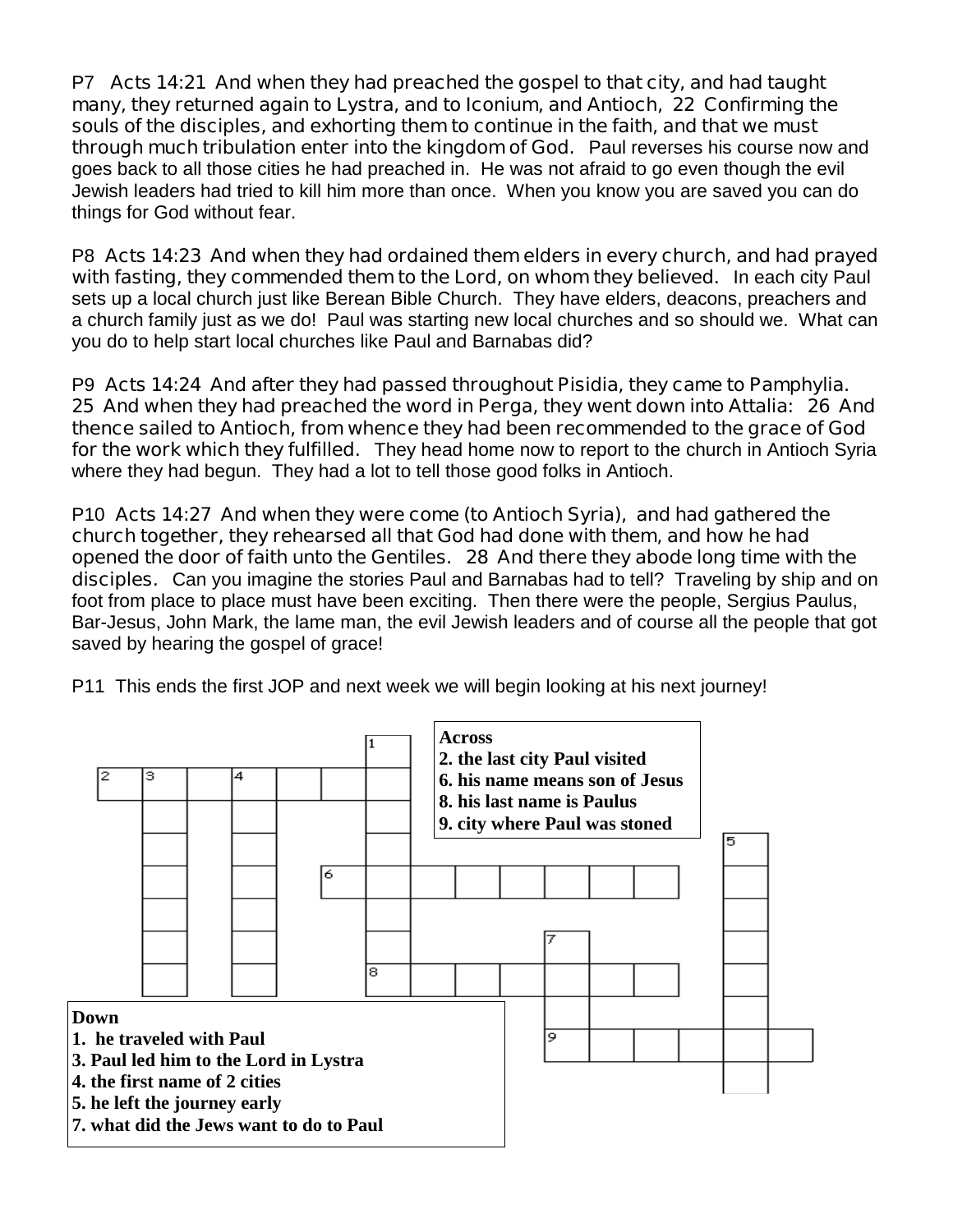P7 Acts 14:21 **And when they had preached the gospel to that city, and had taught many, they returned again to Lystra, and to Iconium, and Antioch, 22 Confirming the souls of the disciples, and exhorting them to continue in the faith, and that we must through much tribulation enter into the kingdom of God.** Paul reverses his course now and goes back to all those cities he had preached in. He was not afraid to go even though the evil Jewish leaders had tried to kill him more than once. When you know you are saved you can do things for God without fear.

P8 Acts 14:23 **And when they had ordained them elders in every church, and had prayed with fasting, they commended them to the Lord, on whom they believed.** In each city Paul sets up a local church just like Berean Bible Church. They have elders, deacons, preachers and a church family just as we do! Paul was starting new local churches and so should we. What can you do to help start local churches like Paul and Barnabas did?

P9 Acts 14:24 **And after they had passed throughout Pisidia, they came to Pamphylia. 25 And when they had preached the word in Perga, they went down into Attalia: 26 And thence sailed to Antioch, from whence they had been recommended to the grace of God for the work which they fulfilled.** They head home now to report to the church in Antioch Syria where they had begun. They had a lot to tell those good folks in Antioch.

P10 Acts 14:27 **And when they were come (to Antioch Syria), and had gathered the church together, they rehearsed all that God had done with them, and how he had opened the door of faith unto the Gentiles. 28 And there they abode long time with the disciples.** Can you imagine the stories Paul and Barnabas had to tell? Traveling by ship and on foot from place to place must have been exciting. Then there were the people, Sergius Paulus, Bar-Jesus, John Mark, the lame man, the evil Jewish leaders and of course all the people that got saved by hearing the gospel of grace!

P11 This ends the first JOP and next week we will begin looking at his next journey!

**Across**
**2. the last city Paul visited**
**6. his name means son of Jesus**
**8. his last name is Paulus**
**9. city where Paul was stoned**

**Down**
**1. he traveled with Paul**
**3. Paul led him to the Lord in Lystra**
**4. the first name of 2 cities**
**5. he left the journey early**
**7. what did the Jews want to do to Paul**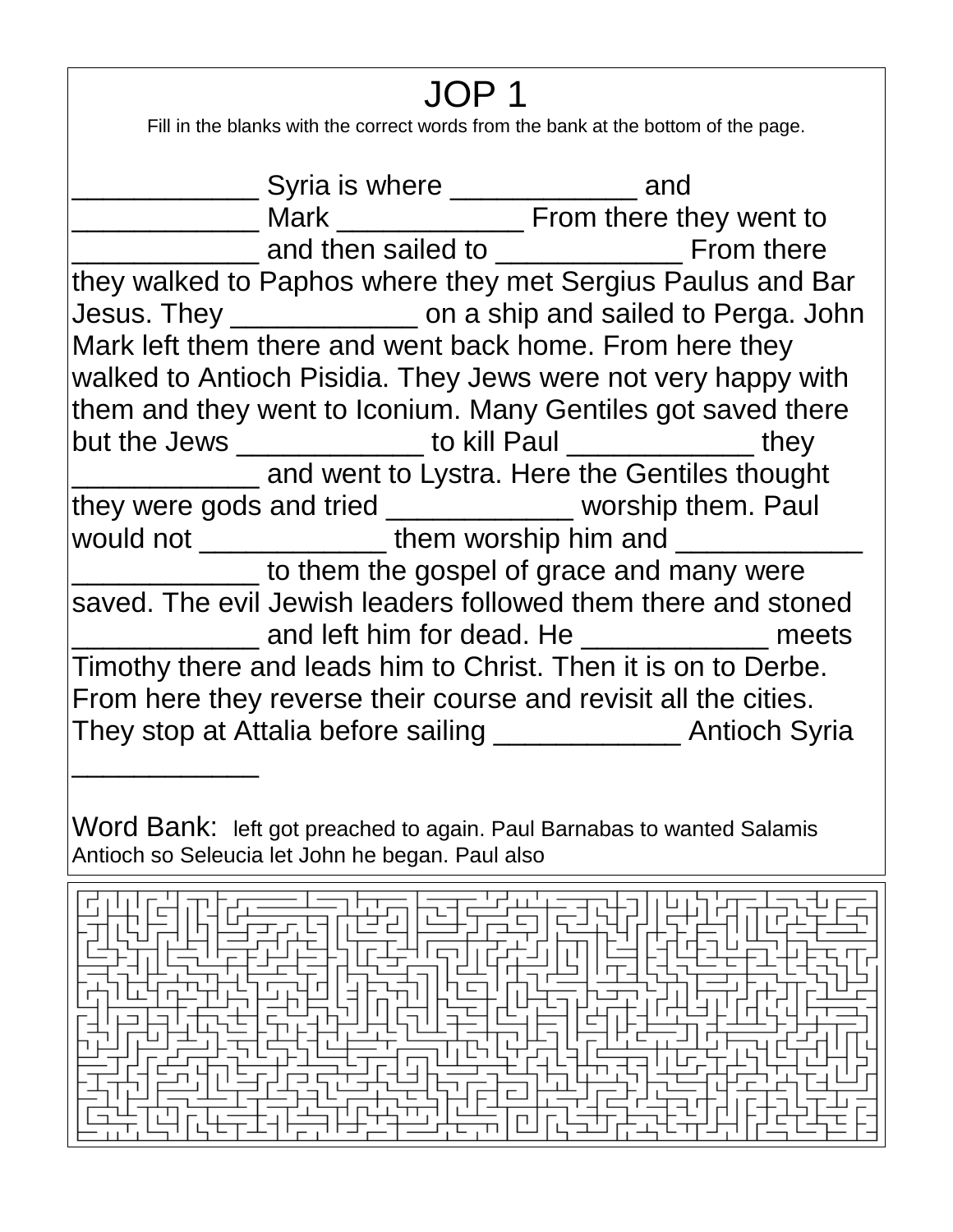# JOP 1

Fill in the blanks with the correct words from the bank at the bottom of the page.

____________ Syria is where ____________ and ____________ Mark ____________ From there they went to ____________ and then sailed to ____________ From there they walked to Paphos where they met Sergius Paulus and Bar Jesus. They ____________ on a ship and sailed to Perga. John Mark left them there and went back home. From here they walked to Antioch Pisidia. They Jews were not very happy with them and they went to Iconium. Many Gentiles got saved there but the Jews ____________ to kill Paul ____________ they ____________ and went to Lystra. Here the Gentiles thought they were gods and tried ____________ worship them. Paul would not ____________ them worship him and ____________ ____________ to them the gospel of grace and many were saved. The evil Jewish leaders followed them there and stoned ____________ and left him for dead. He ____________ meets Timothy there and leads him to Christ. Then it is on to Derbe. From here they reverse their course and revisit all the cities. They stop at Attalia before sailing ____________ Antioch Syria ____________

Word Bank: left got preached to again. Paul Barnabas to wanted Salamis Antioch so Seleucia let John he began. Paul also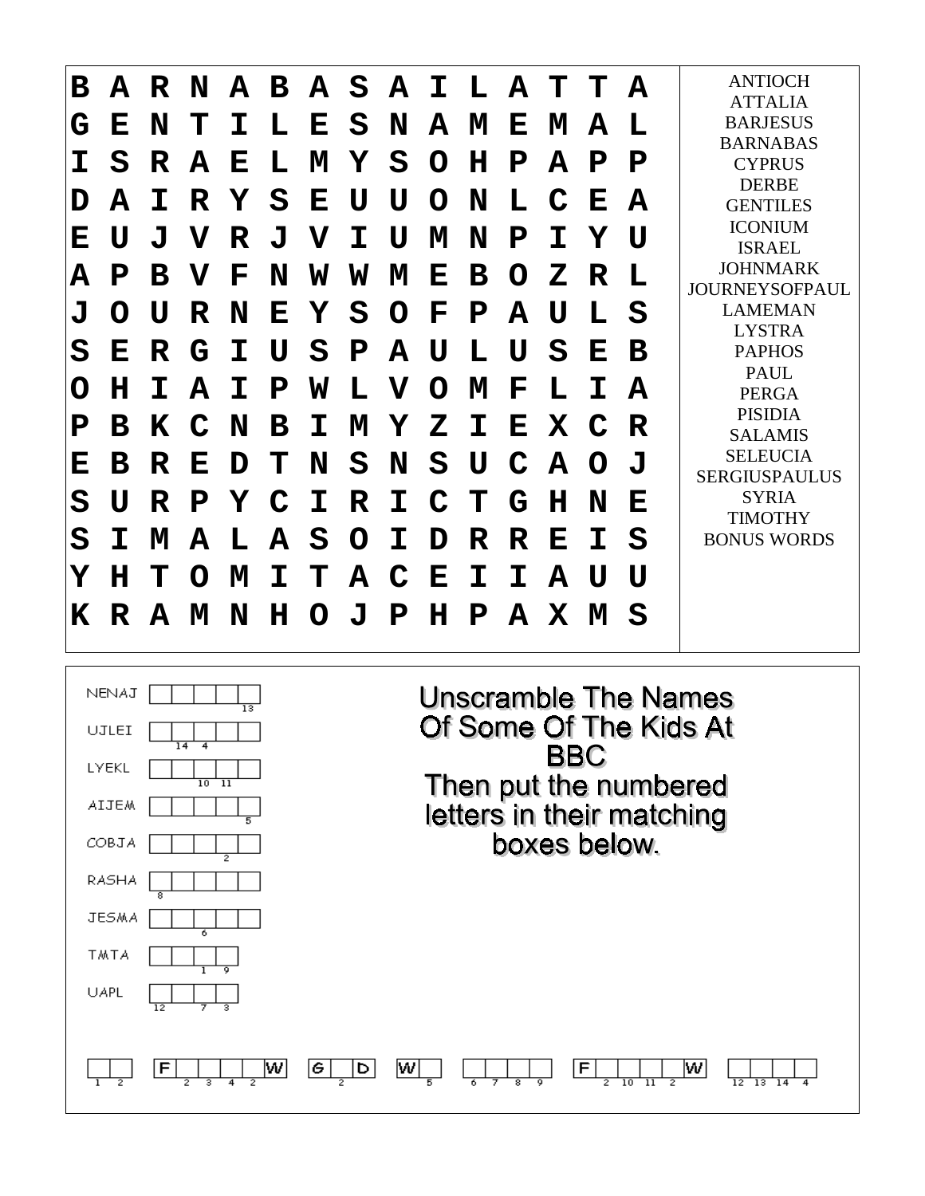| | | | | | | | | | | | | | | |
|---|---|---|---|---|---|---|---|---|---|---|---|---|---|---|
| B | A | R | N | A | B | A | S | A | I | L | A | T | T | A |
| G | E | N | T | I | L | E | S | N | A | M | E | M | A | L |
| I | S | R | A | E | L | M | Y | S | O | H | P | A | P | P |
| D | A | I | R | Y | S | E | U | U | O | N | L | C | E | A |
| E | U | J | V | R | J | V | I | U | M | N | P | I | Y | U |
| A | P | B | V | F | N | W | W | M | E | B | O | Z | R | L |
| J | O | U | R | N | E | Y | S | O | F | P | A | U | L | S |
| S | E | R | G | I | U | S | P | A | U | L | U | S | E | B |
| O | H | I | A | I | P | W | L | V | O | M | F | L | I | A |
| P | B | K | C | N | B | I | M | Y | Z | I | E | X | C | R |
| E | B | R | E | D | T | N | S | N | S | U | C | A | O | J |
| S | U | R | P | Y | C | I | R | I | C | T | G | H | N | E |
| S | I | M | A | L | A | S | O | I | D | R | R | E | I | S |
| Y | H | T | O | M | I | T | A | C | E | I | I | A | U | U |
| K | R | A | M | N | H | O | J | P | H | P | A | X | M | S |

ANTIOCH
ATTALIA
BARJESUS
BARNABAS
CYPRUS
DERBE
GENTILES
ICONIUM
ISRAEL
JOHNMARK
JOURNEYSOFPAUL
LAMEMAN
LYSTRA
PAPHOS
PAUL
PERGA
PISIDIA
SALAMIS
SELEUCIA
SERGIUSPAULUS
SYRIA
TIMOTHY
BONUS WORDS

## Unscramble The Names Of Some Of The Kids At BBC

Then put the numbered letters in their matching boxes below.

- NENAJ [ _ _ _ _ _ ] (5th letter = 13)
- UJLEI [ _ _ _ _ _ ] (2nd letter = 14, 3rd letter = 4)
- LYEKL [ _ _ _ _ _ ] (3rd letter = 10, 4th letter = 11)
- AIJEM [ _ _ _ _ _ ] (5th letter = 5)
- COBJA [ _ _ _ _ _ ] (4th letter = 2)
- RASHA [ _ _ _ _ _ ] (1st letter = 8)
- JESMA [ _ _ _ _ _ ] (3rd letter = 6)
- TMTA [ _ _ _ _ ] (3rd letter = 1, 4th letter = 9)
- UAPL [ _ _ _ _ ] (1st letter = 12, 3rd letter = 7, 4th letter = 3)

[1][2] &nbsp; F[2][3][4][2]W &nbsp; G[2]D &nbsp; W[5] &nbsp; [6][7][8][9] &nbsp; F[2][10][11][2]W &nbsp; [12][13][14][4]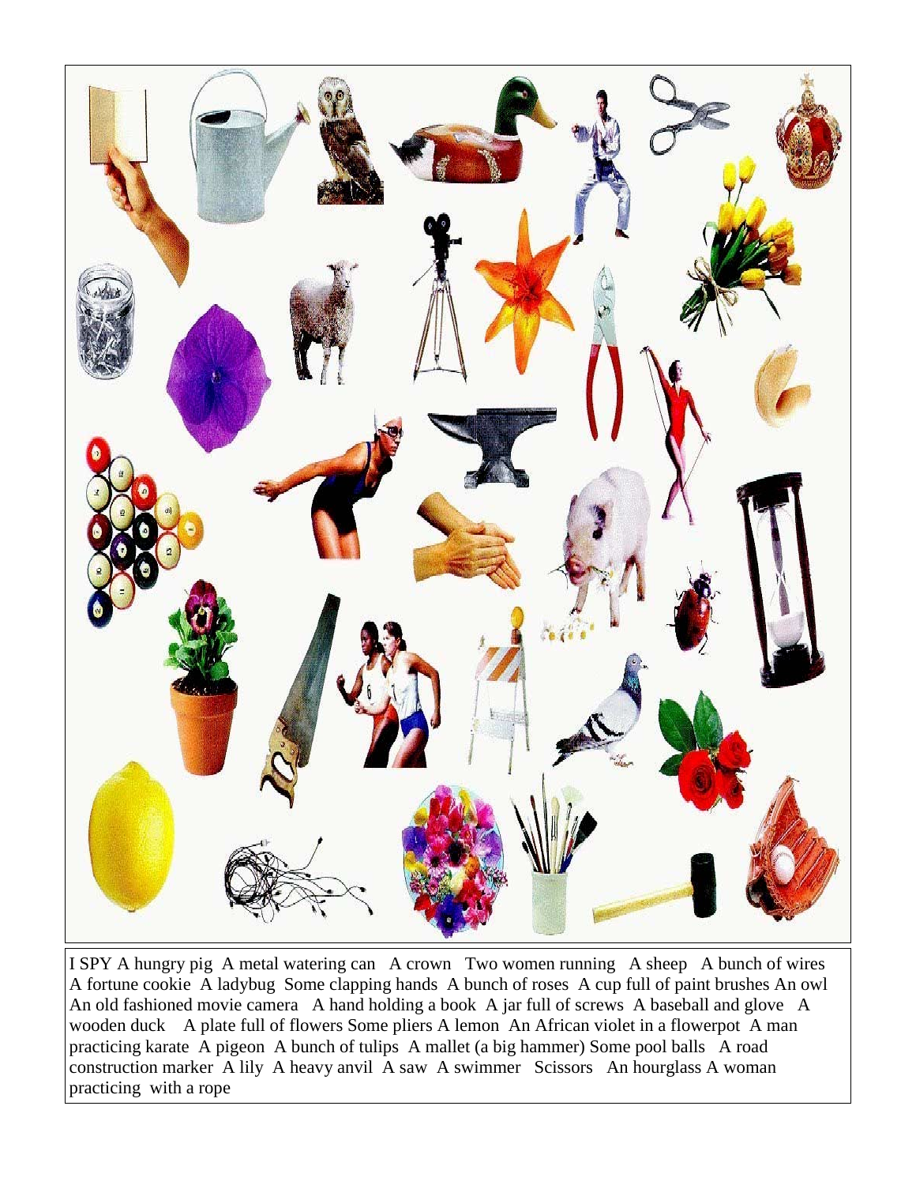I SPY A hungry pig A metal watering can A crown Two women running A sheep A bunch of wires A fortune cookie A ladybug Some clapping hands A bunch of roses A cup full of paint brushes An owl An old fashioned movie camera A hand holding a book A jar full of screws A baseball and glove A wooden duck A plate full of flowers Some pliers A lemon An African violet in a flowerpot A man practicing karate A pigeon A bunch of tulips A mallet (a big hammer) Some pool balls A road construction marker A lily A heavy anvil A saw A swimmer Scissors An hourglass A woman practicing with a rope